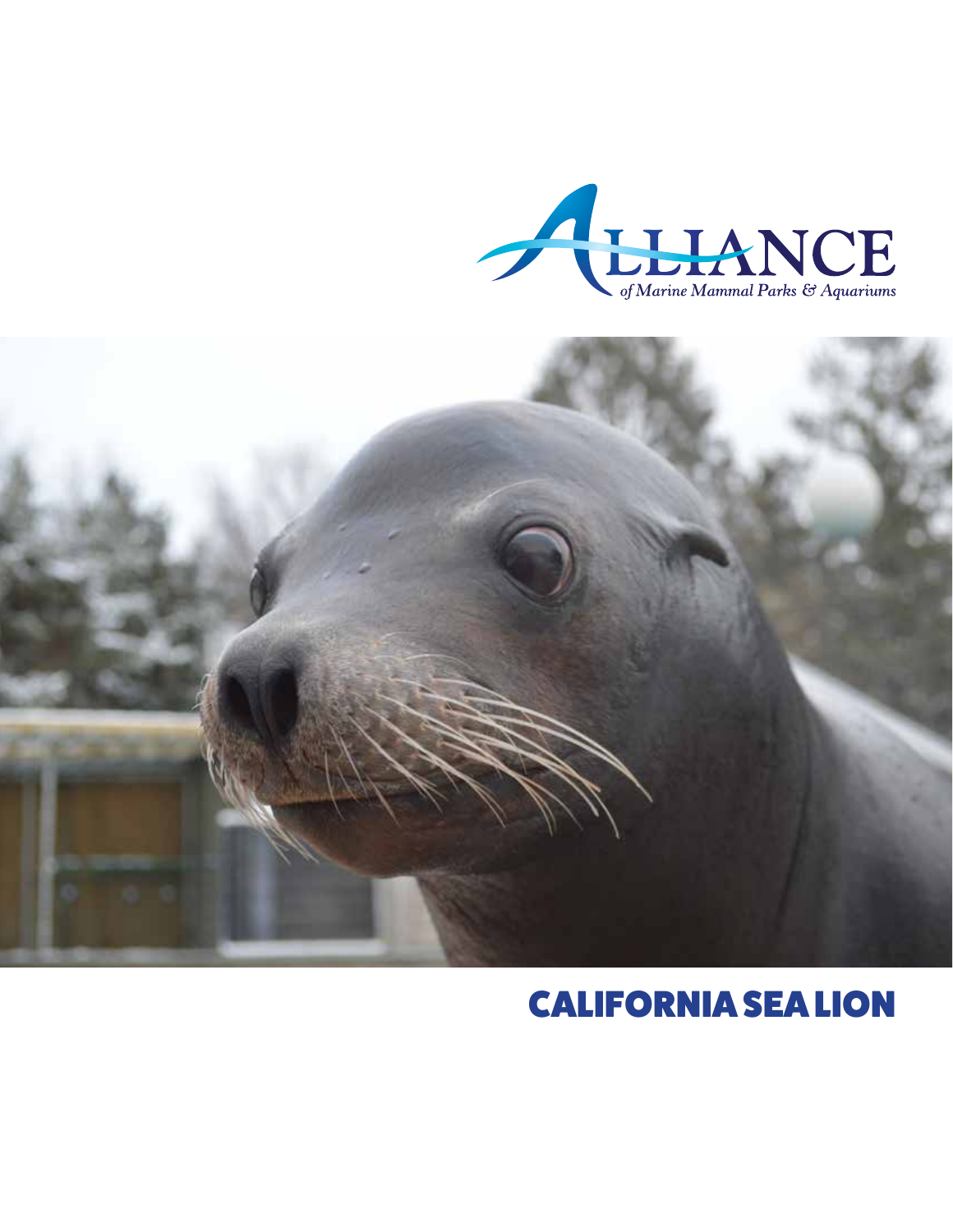ALLIANCE

*of Marine Mammal Parks & Aquariums*

# CALIFORNIA SEA LION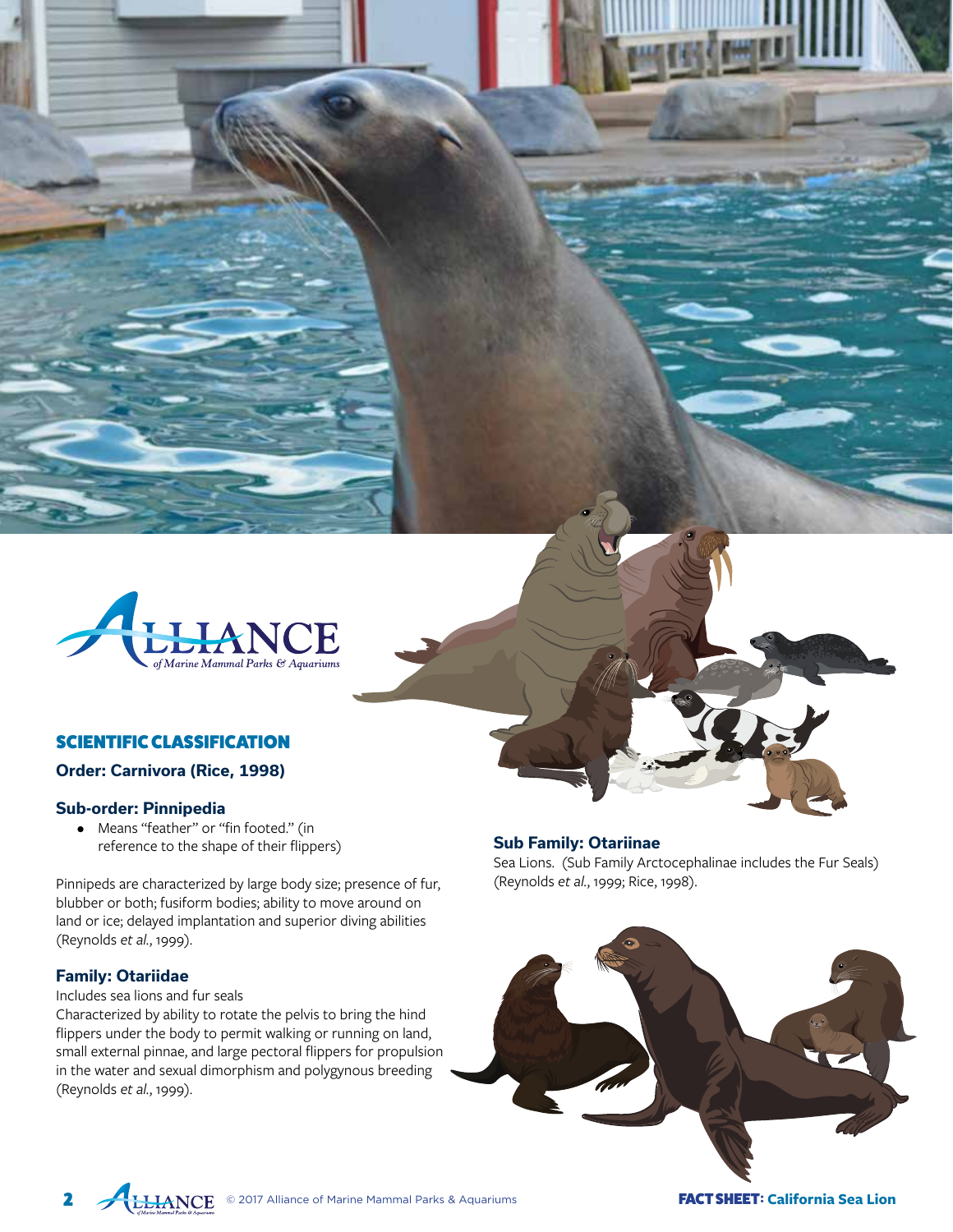## SCIENTIFIC CLASSIFICATION

**Order: Carnivora (Rice, 1998)**

**Sub-order: Pinnipedia**

- Means "feather" or "fin footed." (in reference to the shape of their flippers)

Pinnipeds are characterized by large body size; presence of fur, blubber or both; fusiform bodies; ability to move around on land or ice; delayed implantation and superior diving abilities (Reynolds *et al.*, 1999).

**Family: Otariidae**

Includes sea lions and fur seals

Characterized by ability to rotate the pelvis to bring the hind flippers under the body to permit walking or running on land, small external pinnae, and large pectoral flippers for propulsion in the water and sexual dimorphism and polygynous breeding (Reynolds *et al.*, 1999).

**Sub Family: Otariinae**

Sea Lions. (Sub Family Arctocephalinae includes the Fur Seals) (Reynolds *et al.*, 1999; Rice, 1998).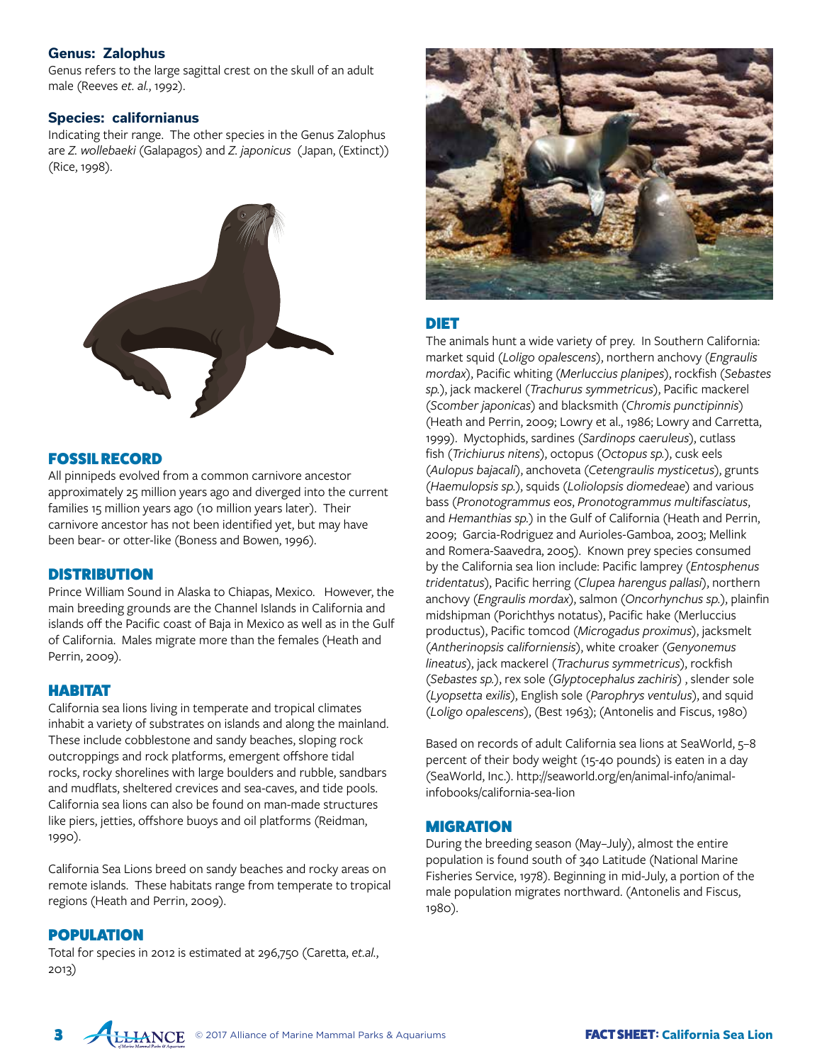**Genus: Zalophus**

Genus refers to the large sagittal crest on the skull of an adult male (Reeves *et. al.*, 1992).

**Species: californianus**

Indicating their range. The other species in the Genus Zalophus are *Z. wollebaeki* (Galapagos) and *Z. japonicus* (Japan, (Extinct)) (Rice, 1998).

## FOSSIL RECORD

All pinnipeds evolved from a common carnivore ancestor approximately 25 million years ago and diverged into the current families 15 million years ago (10 million years later). Their carnivore ancestor has not been identified yet, but may have been bear- or otter-like (Boness and Bowen, 1996).

## DISTRIBUTION

Prince William Sound in Alaska to Chiapas, Mexico. However, the main breeding grounds are the Channel Islands in California and islands off the Pacific coast of Baja in Mexico as well as in the Gulf of California. Males migrate more than the females (Heath and Perrin, 2009).

## HABITAT

California sea lions living in temperate and tropical climates inhabit a variety of substrates on islands and along the mainland. These include cobblestone and sandy beaches, sloping rock outcroppings and rock platforms, emergent offshore tidal rocks, rocky shorelines with large boulders and rubble, sandbars and mudflats, sheltered crevices and sea-caves, and tide pools. California sea lions can also be found on man-made structures like piers, jetties, offshore buoys and oil platforms (Reidman, 1990).

California Sea Lions breed on sandy beaches and rocky areas on remote islands. These habitats range from temperate to tropical regions (Heath and Perrin, 2009).

## POPULATION

Total for species in 2012 is estimated at 296,750 (Caretta, *et.al.*, 2013)

## DIET

The animals hunt a wide variety of prey. In Southern California: market squid (*Loligo opalescens*), northern anchovy (*Engraulis mordax*), Pacific whiting (*Merluccius planipes*), rockfish (*Sebastes sp.*), jack mackerel (*Trachurus symmetricus*), Pacific mackerel (*Scomber japonicas*) and blacksmith (*Chromis punctipinnis*) (Heath and Perrin, 2009; Lowry et al., 1986; Lowry and Carretta, 1999). Myctophids, sardines (*Sardinops caeruleus*), cutlass fish (*Trichiurus nitens*), octopus (*Octopus sp.*), cusk eels (*Aulopus bajacali*), anchoveta (*Cetengraulis mysticetus*), grunts (*Haemulopsis sp.*), squids (*Loliolopsis diomedeae*) and various bass (*Pronotogrammus eos*, *Pronotogrammus multifasciatus*, and *Hemanthias sp.*) in the Gulf of California (Heath and Perrin, 2009; Garcia-Rodriguez and Aurioles-Gamboa, 2003; Mellink and Romera-Saavedra, 2005). Known prey species consumed by the California sea lion include: Pacific lamprey (*Entosphenus tridentatus*), Pacific herring (*Clupea harengus pallasi*), northern anchovy (*Engraulis mordax*), salmon (*Oncorhynchus sp.*), plainfin midshipman (Porichthys notatus), Pacific hake (Merluccius productus), Pacific tomcod (*Microgadus proximus*), jacksmelt (*Antherinopsis californiensis*), white croaker (*Genyonemus lineatus*), jack mackerel (*Trachurus symmetricus*), rockfish (*Sebastes sp.*), rex sole (*Glyptocephalus zachiris*) , slender sole (*Lyopsetta exilis*), English sole (*Parophrys ventulus*), and squid (*Loligo opalescens*), (Best 1963); (Antonelis and Fiscus, 1980)

Based on records of adult California sea lions at SeaWorld, 5–8 percent of their body weight (15-40 pounds) is eaten in a day (SeaWorld, Inc.). http://seaworld.org/en/animal-info/animal-infobooks/california-sea-lion

## MIGRATION

During the breeding season (May–July), almost the entire population is found south of 34o Latitude (National Marine Fisheries Service, 1978). Beginning in mid-July, a portion of the male population migrates northward. (Antonelis and Fiscus, 1980).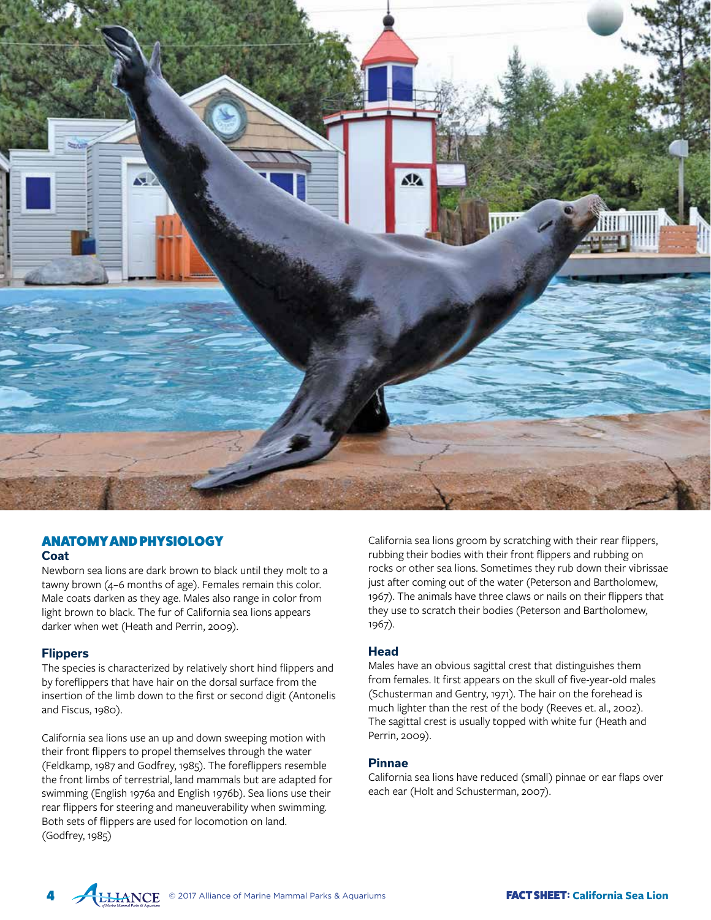## ANATOMY AND PHYSIOLOGY

### Coat

Newborn sea lions are dark brown to black until they molt to a tawny brown (4–6 months of age). Females remain this color. Male coats darken as they age. Males also range in color from light brown to black. The fur of California sea lions appears darker when wet (Heath and Perrin, 2009).

### Flippers

The species is characterized by relatively short hind flippers and by foreflippers that have hair on the dorsal surface from the insertion of the limb down to the first or second digit (Antonelis and Fiscus, 1980).

California sea lions use an up and down sweeping motion with their front flippers to propel themselves through the water (Feldkamp, 1987 and Godfrey, 1985). The foreflippers resemble the front limbs of terrestrial, land mammals but are adapted for swimming (English 1976a and English 1976b). Sea lions use their rear flippers for steering and maneuverability when swimming. Both sets of flippers are used for locomotion on land. (Godfrey, 1985)

California sea lions groom by scratching with their rear flippers, rubbing their bodies with their front flippers and rubbing on rocks or other sea lions. Sometimes they rub down their vibrissae just after coming out of the water (Peterson and Bartholomew, 1967). The animals have three claws or nails on their flippers that they use to scratch their bodies (Peterson and Bartholomew, 1967).

### Head

Males have an obvious sagittal crest that distinguishes them from females. It first appears on the skull of five-year-old males (Schusterman and Gentry, 1971). The hair on the forehead is much lighter than the rest of the body (Reeves et. al., 2002). The sagittal crest is usually topped with white fur (Heath and Perrin, 2009).

### Pinnae

California sea lions have reduced (small) pinnae or ear flaps over each ear (Holt and Schusterman, 2007).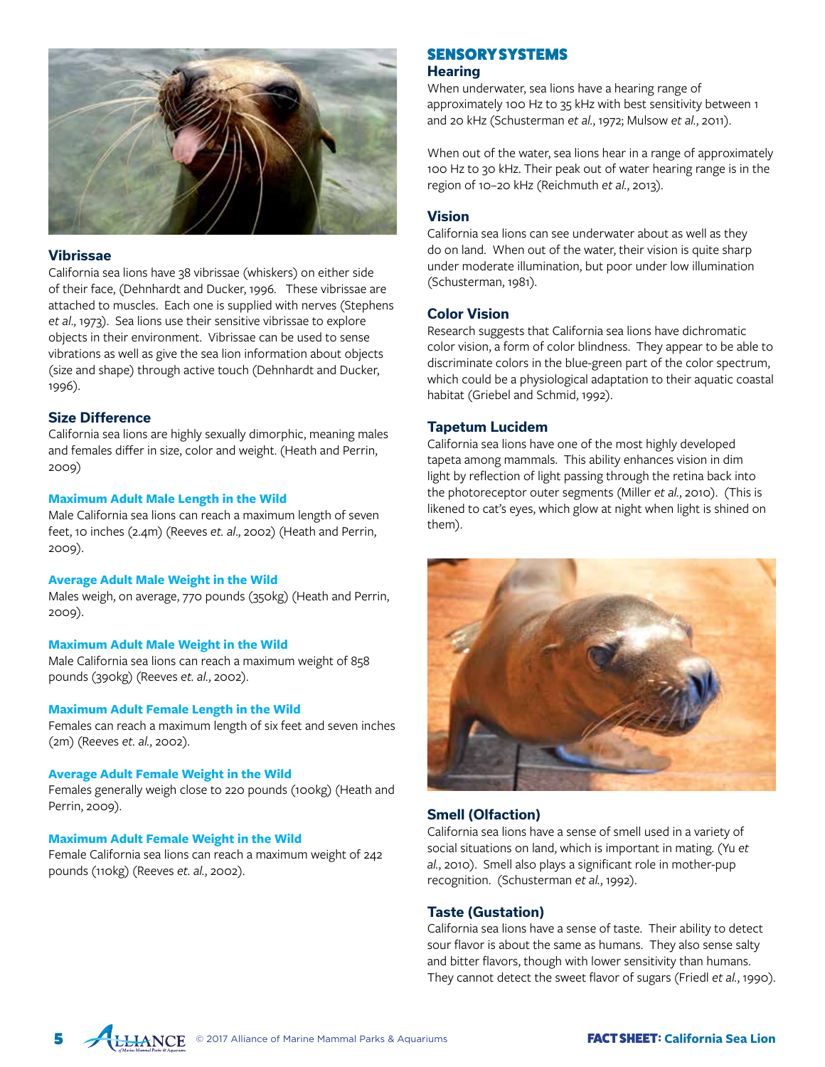### Vibrissae

California sea lions have 38 vibrissae (whiskers) on either side of their face, (Dehnhardt and Ducker, 1996. These vibrissae are attached to muscles. Each one is supplied with nerves (Stephens *et al*., 1973). Sea lions use their sensitive vibrissae to explore objects in their environment. Vibrissae can be used to sense vibrations as well as give the sea lion information about objects (size and shape) through active touch (Dehnhardt and Ducker, 1996).

### Size Difference

California sea lions are highly sexually dimorphic, meaning males and females differ in size, color and weight. (Heath and Perrin, 2009)

#### Maximum Adult Male Length in the Wild

Male California sea lions can reach a maximum length of seven feet, 10 inches (2.4m) (Reeves *et. al*., 2002) (Heath and Perrin, 2009).

#### Average Adult Male Weight in the Wild

Males weigh, on average, 770 pounds (350kg) (Heath and Perrin, 2009).

#### Maximum Adult Male Weight in the Wild

Male California sea lions can reach a maximum weight of 858 pounds (390kg) (Reeves *et. al.*, 2002).

#### Maximum Adult Female Length in the Wild

Females can reach a maximum length of six feet and seven inches (2m) (Reeves *et. al*., 2002).

#### Average Adult Female Weight in the Wild

Females generally weigh close to 220 pounds (100kg) (Heath and Perrin, 2009).

#### Maximum Adult Female Weight in the Wild

Female California sea lions can reach a maximum weight of 242 pounds (110kg) (Reeves *et. al*., 2002).

## SENSORY SYSTEMS

### Hearing

When underwater, sea lions have a hearing range of approximately 100 Hz to 35 kHz with best sensitivity between 1 and 20 kHz (Schusterman *et al*., 1972; Mulsow *et al*., 2011).

When out of the water, sea lions hear in a range of approximately 100 Hz to 30 kHz. Their peak out of water hearing range is in the region of 10–20 kHz (Reichmuth *et al.*, 2013).

### Vision

California sea lions can see underwater about as well as they do on land. When out of the water, their vision is quite sharp under moderate illumination, but poor under low illumination (Schusterman, 1981).

### Color Vision

Research suggests that California sea lions have dichromatic color vision, a form of color blindness. They appear to be able to discriminate colors in the blue-green part of the color spectrum, which could be a physiological adaptation to their aquatic coastal habitat (Griebel and Schmid, 1992).

### Tapetum Lucidem

California sea lions have one of the most highly developed tapeta among mammals. This ability enhances vision in dim light by reflection of light passing through the retina back into the photoreceptor outer segments (Miller *et al.*, 2010). (This is likened to cat's eyes, which glow at night when light is shined on them).

### Smell (Olfaction)

California sea lions have a sense of smell used in a variety of social situations on land, which is important in mating. (Yu *et al.*, 2010). Smell also plays a significant role in mother-pup recognition. (Schusterman *et al.*, 1992).

### Taste (Gustation)

California sea lions have a sense of taste. Their ability to detect sour flavor is about the same as humans. They also sense salty and bitter flavors, though with lower sensitivity than humans. They cannot detect the sweet flavor of sugars (Friedl *et al.*, 1990).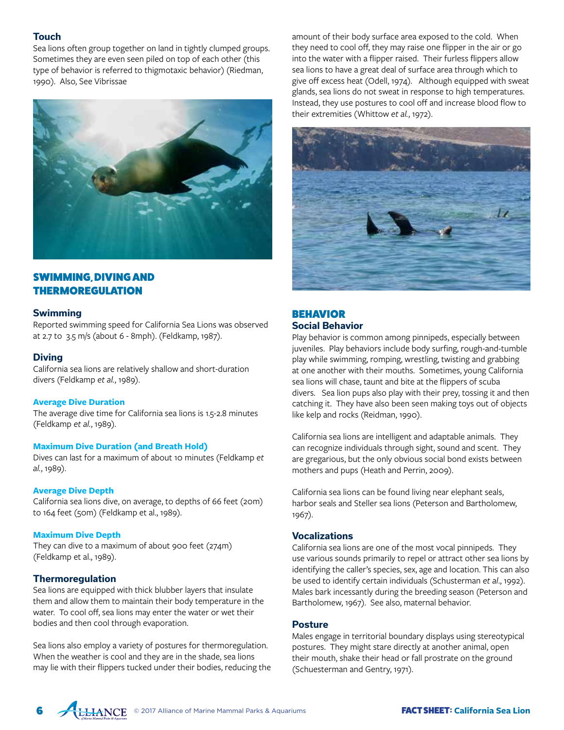### Touch

Sea lions often group together on land in tightly clumped groups. Sometimes they are even seen piled on top of each other (this type of behavior is referred to thigmotaxic behavior) (Riedman, 1990). Also, See Vibrissae

## SWIMMING, DIVING AND THERMOREGULATION

### Swimming

Reported swimming speed for California Sea Lions was observed at 2.7 to 3.5 m/s (about 6 - 8mph). (Feldkamp, 1987).

### Diving

California sea lions are relatively shallow and short-duration divers (Feldkamp *et al.*, 1989).

#### Average Dive Duration

The average dive time for California sea lions is 1.5-2.8 minutes (Feldkamp *et al.*, 1989).

#### Maximum Dive Duration (and Breath Hold)

Dives can last for a maximum of about 10 minutes (Feldkamp *et al.*, 1989).

#### Average Dive Depth

California sea lions dive, on average, to depths of 66 feet (20m) to 164 feet (50m) (Feldkamp et al., 1989).

#### Maximum Dive Depth

They can dive to a maximum of about 900 feet (274m) (Feldkamp et al., 1989).

### Thermoregulation

Sea lions are equipped with thick blubber layers that insulate them and allow them to maintain their body temperature in the water. To cool off, sea lions may enter the water or wet their bodies and then cool through evaporation.

Sea lions also employ a variety of postures for thermoregulation. When the weather is cool and they are in the shade, sea lions may lie with their flippers tucked under their bodies, reducing the amount of their body surface area exposed to the cold. When they need to cool off, they may raise one flipper in the air or go into the water with a flipper raised. Their furless flippers allow sea lions to have a great deal of surface area through which to give off excess heat (Odell, 1974). Although equipped with sweat glands, sea lions do not sweat in response to high temperatures. Instead, they use postures to cool off and increase blood flow to their extremities (Whittow *et al.*, 1972).

## BEHAVIOR

### Social Behavior

Play behavior is common among pinnipeds, especially between juveniles. Play behaviors include body surfing, rough-and-tumble play while swimming, romping, wrestling, twisting and grabbing at one another with their mouths. Sometimes, young California sea lions will chase, taunt and bite at the flippers of scuba divers. Sea lion pups also play with their prey, tossing it and then catching it. They have also been seen making toys out of objects like kelp and rocks (Reidman, 1990).

California sea lions are intelligent and adaptable animals. They can recognize individuals through sight, sound and scent. They are gregarious, but the only obvious social bond exists between mothers and pups (Heath and Perrin, 2009).

California sea lions can be found living near elephant seals, harbor seals and Steller sea lions (Peterson and Bartholomew, 1967).

### Vocalizations

California sea lions are one of the most vocal pinnipeds. They use various sounds primarily to repel or attract other sea lions by identifying the caller's species, sex, age and location. This can also be used to identify certain individuals (Schusterman *et al.*, 1992). Males bark incessantly during the breeding season (Peterson and Bartholomew, 1967). See also, maternal behavior.

### Posture

Males engage in territorial boundary displays using stereotypical postures. They might stare directly at another animal, open their mouth, shake their head or fall prostrate on the ground (Schuesterman and Gentry, 1971).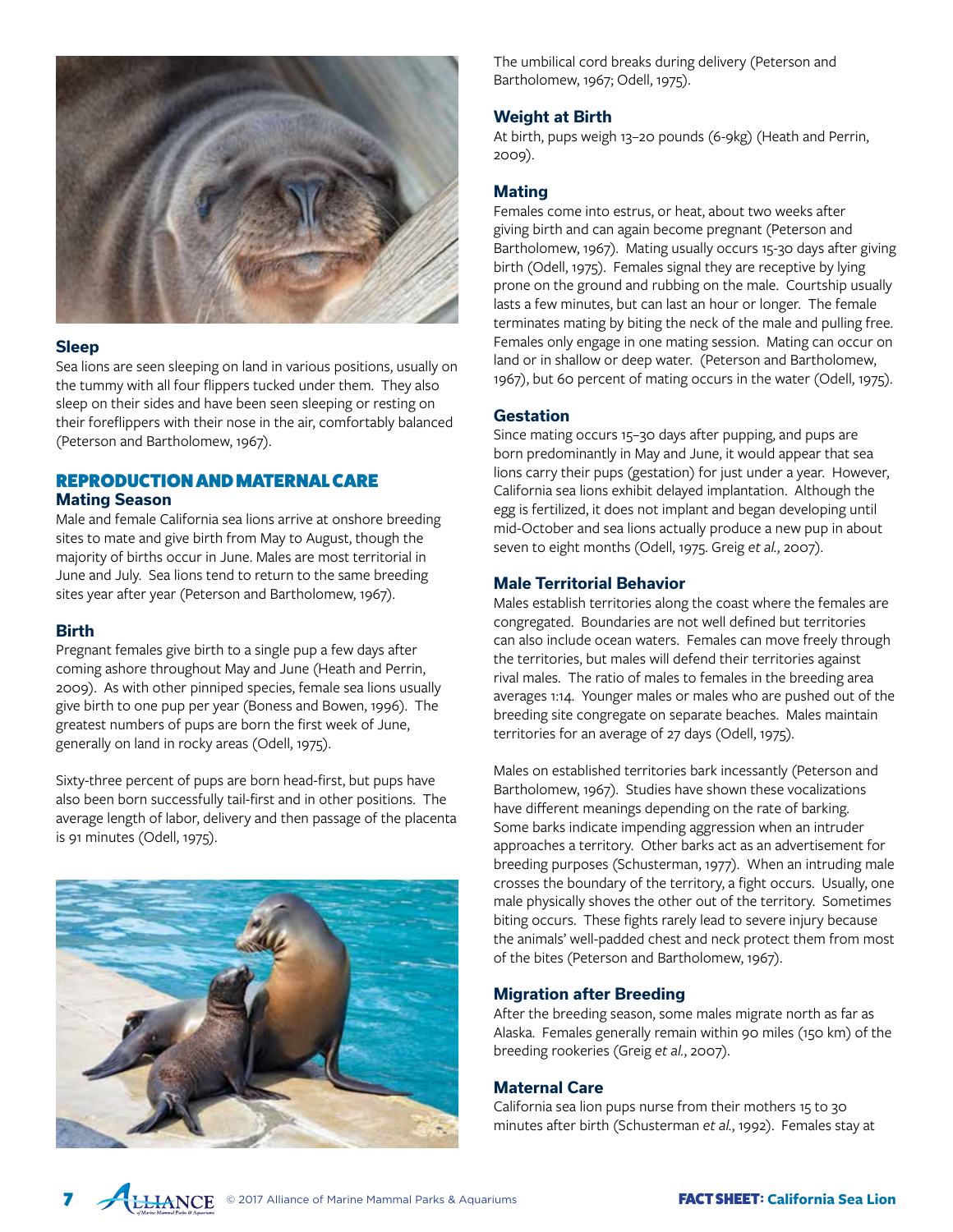### Sleep

Sea lions are seen sleeping on land in various positions, usually on the tummy with all four flippers tucked under them. They also sleep on their sides and have been seen sleeping or resting on their foreflippers with their nose in the air, comfortably balanced (Peterson and Bartholomew, 1967).

## REPRODUCTION AND MATERNAL CARE

### Mating Season

Male and female California sea lions arrive at onshore breeding sites to mate and give birth from May to August, though the majority of births occur in June. Males are most territorial in June and July. Sea lions tend to return to the same breeding sites year after year (Peterson and Bartholomew, 1967).

### Birth

Pregnant females give birth to a single pup a few days after coming ashore throughout May and June (Heath and Perrin, 2009). As with other pinniped species, female sea lions usually give birth to one pup per year (Boness and Bowen, 1996). The greatest numbers of pups are born the first week of June, generally on land in rocky areas (Odell, 1975).

Sixty-three percent of pups are born head-first, but pups have also been born successfully tail-first and in other positions. The average length of labor, delivery and then passage of the placenta is 91 minutes (Odell, 1975).

The umbilical cord breaks during delivery (Peterson and Bartholomew, 1967; Odell, 1975).

### Weight at Birth

At birth, pups weigh 13–20 pounds (6-9kg) (Heath and Perrin, 2009).

### Mating

Females come into estrus, or heat, about two weeks after giving birth and can again become pregnant (Peterson and Bartholomew, 1967). Mating usually occurs 15-30 days after giving birth (Odell, 1975). Females signal they are receptive by lying prone on the ground and rubbing on the male. Courtship usually lasts a few minutes, but can last an hour or longer. The female terminates mating by biting the neck of the male and pulling free. Females only engage in one mating session. Mating can occur on land or in shallow or deep water. (Peterson and Bartholomew, 1967), but 60 percent of mating occurs in the water (Odell, 1975).

### Gestation

Since mating occurs 15–30 days after pupping, and pups are born predominantly in May and June, it would appear that sea lions carry their pups (gestation) for just under a year. However, California sea lions exhibit delayed implantation. Although the egg is fertilized, it does not implant and began developing until mid-October and sea lions actually produce a new pup in about seven to eight months (Odell, 1975. Greig *et al.*, 2007).

### Male Territorial Behavior

Males establish territories along the coast where the females are congregated. Boundaries are not well defined but territories can also include ocean waters. Females can move freely through the territories, but males will defend their territories against rival males. The ratio of males to females in the breeding area averages 1:14. Younger males or males who are pushed out of the breeding site congregate on separate beaches. Males maintain territories for an average of 27 days (Odell, 1975).

Males on established territories bark incessantly (Peterson and Bartholomew, 1967). Studies have shown these vocalizations have different meanings depending on the rate of barking. Some barks indicate impending aggression when an intruder approaches a territory. Other barks act as an advertisement for breeding purposes (Schusterman, 1977). When an intruding male crosses the boundary of the territory, a fight occurs. Usually, one male physically shoves the other out of the territory. Sometimes biting occurs. These fights rarely lead to severe injury because the animals' well-padded chest and neck protect them from most of the bites (Peterson and Bartholomew, 1967).

### Migration after Breeding

After the breeding season, some males migrate north as far as Alaska. Females generally remain within 90 miles (150 km) of the breeding rookeries (Greig *et al.*, 2007).

### Maternal Care

California sea lion pups nurse from their mothers 15 to 30 minutes after birth (Schusterman *et al.*, 1992). Females stay at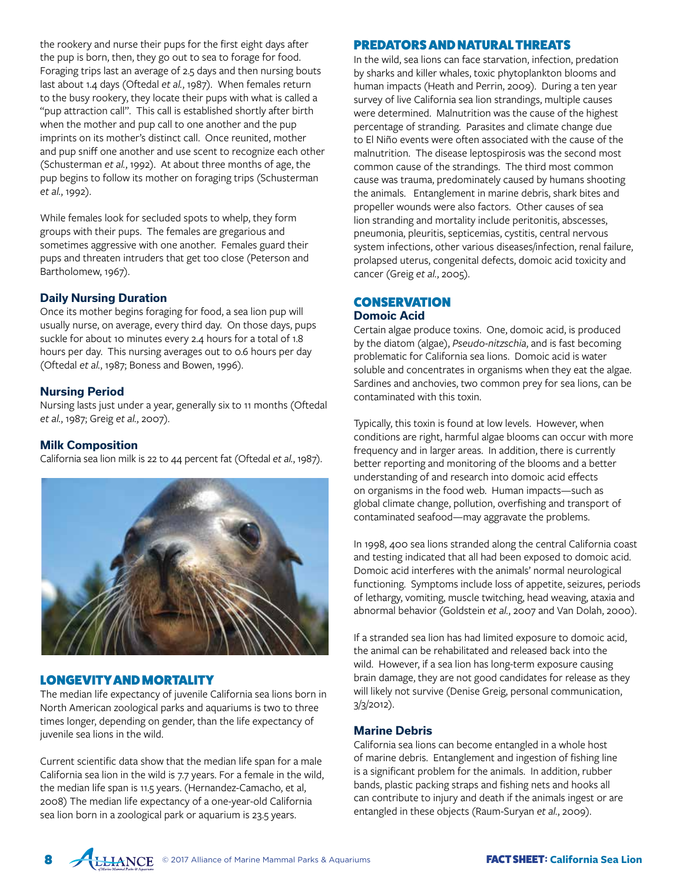the rookery and nurse their pups for the first eight days after the pup is born, then, they go out to sea to forage for food. Foraging trips last an average of 2.5 days and then nursing bouts last about 1.4 days (Oftedal *et al.*, 1987). When females return to the busy rookery, they locate their pups with what is called a "pup attraction call". This call is established shortly after birth when the mother and pup call to one another and the pup imprints on its mother's distinct call. Once reunited, mother and pup sniff one another and use scent to recognize each other (Schusterman *et al.*, 1992). At about three months of age, the pup begins to follow its mother on foraging trips (Schusterman *et al.*, 1992).

While females look for secluded spots to whelp, they form groups with their pups. The females are gregarious and sometimes aggressive with one another. Females guard their pups and threaten intruders that get too close (Peterson and Bartholomew, 1967).

### Daily Nursing Duration

Once its mother begins foraging for food, a sea lion pup will usually nurse, on average, every third day. On those days, pups suckle for about 10 minutes every 2.4 hours for a total of 1.8 hours per day. This nursing averages out to 0.6 hours per day (Oftedal *et al.*, 1987; Boness and Bowen, 1996).

### Nursing Period

Nursing lasts just under a year, generally six to 11 months (Oftedal *et al.*, 1987; Greig *et al.*, 2007).

### Milk Composition

California sea lion milk is 22 to 44 percent fat (Oftedal *et al.*, 1987).

## LONGEVITY AND MORTALITY

The median life expectancy of juvenile California sea lions born in North American zoological parks and aquariums is two to three times longer, depending on gender, than the life expectancy of juvenile sea lions in the wild.

Current scientific data show that the median life span for a male California sea lion in the wild is 7.7 years. For a female in the wild, the median life span is 11.5 years. (Hernandez-Camacho, et al, 2008) The median life expectancy of a one-year-old California sea lion born in a zoological park or aquarium is 23.5 years.

## PREDATORS AND NATURAL THREATS

In the wild, sea lions can face starvation, infection, predation by sharks and killer whales, toxic phytoplankton blooms and human impacts (Heath and Perrin, 2009). During a ten year survey of live California sea lion strandings, multiple causes were determined. Malnutrition was the cause of the highest percentage of stranding. Parasites and climate change due to El Niño events were often associated with the cause of the malnutrition. The disease leptospirosis was the second most common cause of the strandings. The third most common cause was trauma, predominately caused by humans shooting the animals. Entanglement in marine debris, shark bites and propeller wounds were also factors. Other causes of sea lion stranding and mortality include peritonitis, abscesses, pneumonia, pleuritis, septicemias, cystitis, central nervous system infections, other various diseases/infection, renal failure, prolapsed uterus, congenital defects, domoic acid toxicity and cancer (Greig *et al.*, 2005).

## CONSERVATION

### Domoic Acid

Certain algae produce toxins. One, domoic acid, is produced by the diatom (algae), *Pseudo-nitzschia*, and is fast becoming problematic for California sea lions. Domoic acid is water soluble and concentrates in organisms when they eat the algae. Sardines and anchovies, two common prey for sea lions, can be contaminated with this toxin.

Typically, this toxin is found at low levels. However, when conditions are right, harmful algae blooms can occur with more frequency and in larger areas. In addition, there is currently better reporting and monitoring of the blooms and a better understanding of and research into domoic acid effects on organisms in the food web. Human impacts—such as global climate change, pollution, overfishing and transport of contaminated seafood—may aggravate the problems.

In 1998, 400 sea lions stranded along the central California coast and testing indicated that all had been exposed to domoic acid. Domoic acid interferes with the animals' normal neurological functioning. Symptoms include loss of appetite, seizures, periods of lethargy, vomiting, muscle twitching, head weaving, ataxia and abnormal behavior (Goldstein *et al.*, 2007 and Van Dolah, 2000).

If a stranded sea lion has had limited exposure to domoic acid, the animal can be rehabilitated and released back into the wild. However, if a sea lion has long-term exposure causing brain damage, they are not good candidates for release as they will likely not survive (Denise Greig, personal communication, 3/3/2012).

### Marine Debris

California sea lions can become entangled in a whole host of marine debris. Entanglement and ingestion of fishing line is a significant problem for the animals. In addition, rubber bands, plastic packing straps and fishing nets and hooks all can contribute to injury and death if the animals ingest or are entangled in these objects (Raum-Suryan *et al.*, 2009).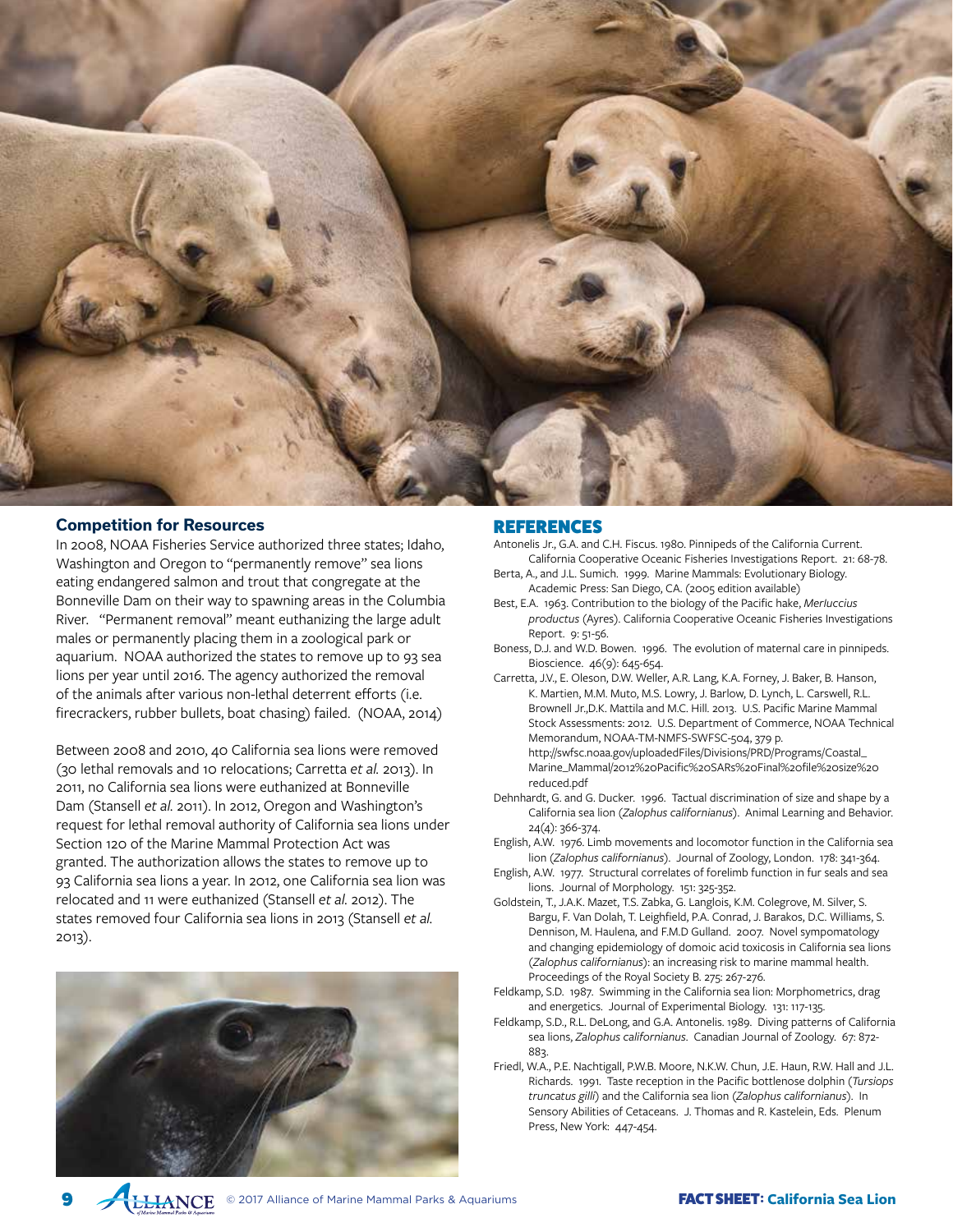## Competition for Resources

In 2008, NOAA Fisheries Service authorized three states; Idaho, Washington and Oregon to "permanently remove" sea lions eating endangered salmon and trout that congregate at the Bonneville Dam on their way to spawning areas in the Columbia River. "Permanent removal" meant euthanizing the large adult males or permanently placing them in a zoological park or aquarium. NOAA authorized the states to remove up to 93 sea lions per year until 2016. The agency authorized the removal of the animals after various non-lethal deterrent efforts (i.e. firecrackers, rubber bullets, boat chasing) failed. (NOAA, 2014)

Between 2008 and 2010, 40 California sea lions were removed (30 lethal removals and 10 relocations; Carretta *et al.* 2013). In 2011, no California sea lions were euthanized at Bonneville Dam (Stansell *et al.* 2011). In 2012, Oregon and Washington's request for lethal removal authority of California sea lions under Section 120 of the Marine Mammal Protection Act was granted. The authorization allows the states to remove up to 93 California sea lions a year. In 2012, one California sea lion was relocated and 11 were euthanized (Stansell *et al.* 2012). The states removed four California sea lions in 2013 (Stansell *et al.* 2013).

## REFERENCES

Antonelis Jr., G.A. and C.H. Fiscus. 1980. Pinnipeds of the California Current. California Cooperative Oceanic Fisheries Investigations Report. 21: 68-78.

Berta, A., and J.L. Sumich. 1999. Marine Mammals: Evolutionary Biology. Academic Press: San Diego, CA. (2005 edition available)

Best, E.A. 1963. Contribution to the biology of the Pacific hake, *Merluccius productus* (Ayres). California Cooperative Oceanic Fisheries Investigations Report. 9: 51-56.

Boness, D.J. and W.D. Bowen. 1996. The evolution of maternal care in pinnipeds. Bioscience. 46(9): 645-654.

Carretta, J.V., E. Oleson, D.W. Weller, A.R. Lang, K.A. Forney, J. Baker, B. Hanson, K. Martien, M.M. Muto, M.S. Lowry, J. Barlow, D. Lynch, L. Carswell, R.L. Brownell Jr.,D.K. Mattila and M.C. Hill. 2013. U.S. Pacific Marine Mammal Stock Assessments: 2012. U.S. Department of Commerce, NOAA Technical Memorandum, NOAA-TM-NMFS-SWFSC-504, 379 p. http://swfsc.noaa.gov/uploadedFiles/Divisions/PRD/Programs/Coastal_Marine_Mammal/2012%20Pacific%20SARs%20Final%20file%20size%20reduced.pdf

Dehnhardt, G. and G. Ducker. 1996. Tactual discrimination of size and shape by a California sea lion (*Zalophus californianus*). Animal Learning and Behavior. 24(4): 366-374.

English, A.W. 1976. Limb movements and locomotor function in the California sea lion (*Zalophus californianus*). Journal of Zoology, London. 178: 341-364.

English, A.W. 1977. Structural correlates of forelimb function in fur seals and sea lions. Journal of Morphology. 151: 325-352.

Goldstein, T., J.A.K. Mazet, T.S. Zabka, G. Langlois, K.M. Colegrove, M. Silver, S. Bargu, F. Van Dolah, T. Leighfield, P.A. Conrad, J. Barakos, D.C. Williams, S. Dennison, M. Haulena, and F.M.D Gulland. 2007. Novel sympomatology and changing epidemiology of domoic acid toxicosis in California sea lions (*Zalophus californianus*): an increasing risk to marine mammal health. Proceedings of the Royal Society B. 275: 267-276.

Feldkamp, S.D. 1987. Swimming in the California sea lion: Morphometrics, drag and energetics. Journal of Experimental Biology. 131: 117-135.

Feldkamp, S.D., R.L. DeLong, and G.A. Antonelis. 1989. Diving patterns of California sea lions, *Zalophus californianus*. Canadian Journal of Zoology. 67: 872-883.

Friedl, W.A., P.E. Nachtigall, P.W.B. Moore, N.K.W. Chun, J.E. Haun, R.W. Hall and J.L. Richards. 1991. Taste reception in the Pacific bottlenose dolphin (*Tursiops truncatus gilli*) and the California sea lion (*Zalophus californianus*). In Sensory Abilities of Cetaceans. J. Thomas and R. Kastelein, Eds. Plenum Press, New York: 447-454.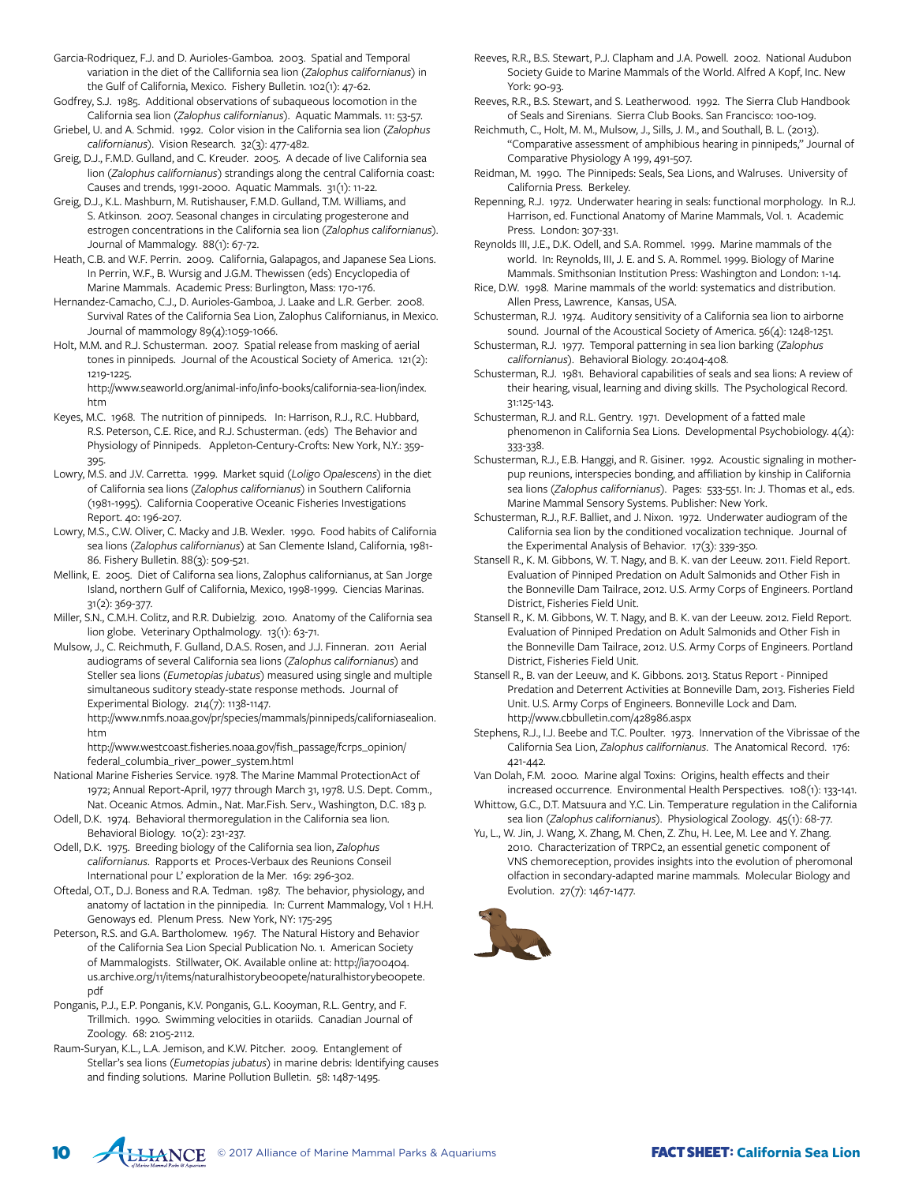Garcia-Rodriquez, F.J. and D. Aurioles-Gamboa. 2003. Spatial and Temporal variation in the diet of the Califronia sea lion (*Zalophus californianus*) in the Gulf of California, Mexico. Fishery Bulletin. 102(1): 47-62.

Godfrey, S.J. 1985. Additional observations of subaqueous locomotion in the California sea lion (*Zalophus californianus*). Aquatic Mammals. 11: 53-57.

Griebel, U. and A. Schmid. 1992. Color vision in the California sea lion (*Zalophus californianus*). Vision Research. 32(3): 477-482.

Greig, D.J., F.M.D. Gulland, and C. Kreuder. 2005. A decade of live California sea lion (*Zalophus californianus*) strandings along the central California coast: Causes and trends, 1991-2000. Aquatic Mammals. 31(1): 11-22.

Greig, D.J., K.L. Mashburn, M. Rutishauser, F.M.D. Gulland, T.M. Williams, and S. Atkinson. 2007. Seasonal changes in circulating progesterone and estrogen concentrations in the California sea lion (*Zalophus californianus*). Journal of Mammalogy. 88(1): 67-72.

Heath, C.B. and W.F. Perrin. 2009. California, Galapagos, and Japanese Sea Lions. In Perrin, W.F., B. Wursig and J.G.M. Thewissen (eds) Encyclopedia of Marine Mammals. Academic Press: Burlington, Mass: 170-176.

Hernandez-Camacho, C.J., D. Aurioles-Gamboa, J. Laake and L.R. Gerber. 2008. Survival Rates of the California Sea Lion, Zalophus Californianus, in Mexico. Journal of mammology 89(4):1059-1066.

Holt, M.M. and R.J. Schusterman. 2007. Spatial release from masking of aerial tones in pinnipeds. Journal of the Acoustical Society of America. 121(2): 1219-1225.

http://www.seaworld.org/animal-info/info-books/california-sea-lion/index.htm

Keyes, M.C. 1968. The nutrition of pinnipeds. In: Harrison, R.J., R.C. Hubbard, R.S. Peterson, C.E. Rice, and R.J. Schusterman. (eds) The Behavior and Physiology of Pinnipeds. Appleton-Century-Crofts: New York, N.Y.: 359-395.

Lowry, M.S. and J.V. Carretta. 1999. Market squid (*Loligo Opalescens*) in the diet of California sea lions (*Zalophus californianus*) in Southern California (1981-1995). California Cooperative Oceanic Fisheries Investigations Report. 40: 196-207.

Lowry, M.S., C.W. Oliver, C. Macky and J.B. Wexler. 1990. Food habits of California sea lions (*Zalophus californianus*) at San Clemente Island, California, 1981-86. Fishery Bulletin. 88(3): 509-521.

Mellink, E. 2005. Diet of Californa sea lions, Zalophus californianus, at San Jorge Island, northern Gulf of California, Mexico, 1998-1999. Ciencias Marinas. 31(2): 369-377.

Miller, S.N., C.M.H. Colitz, and R.R. Dubielzig. 2010. Anatomy of the California sea lion globe. Veterinary Opthalmology. 13(1): 63-71.

Mulsow, J., C. Reichmuth, F. Gulland, D.A.S. Rosen, and J.J. Finneran. 2011 Aerial audiograms of several California sea lions (*Zalophus californianus*) and Steller sea lions (*Eumetopias jubatus*) measured using single and multiple simultaneous suditory steady-state response methods. Journal of Experimental Biology. 214(7): 1138-1147.

http://www.nmfs.noaa.gov/pr/species/mammals/pinnipeds/californiasealion.htm

http://www.westcoast.fisheries.noaa.gov/fish_passage/fcrps_opinion/federal_columbia_river_power_system.html

National Marine Fisheries Service. 1978. The Marine Mammal ProtectionAct of 1972; Annual Report-April, 1977 through March 31, 1978. U.S. Dept. Comm., Nat. Oceanic Atmos. Admin., Nat. Mar.Fish. Serv., Washington, D.C. 183 p.

Odell, D.K. 1974. Behavioral thermoregulation in the California sea lion. Behavioral Biology. 10(2): 231-237.

Odell, D.K. 1975. Breeding biology of the California sea lion, *Zalophus californianus*. Rapports et Proces-Verbaux des Reunions Conseil International pour L' exploration de la Mer. 169: 296-302.

Oftedal, O.T., D.J. Boness and R.A. Tedman. 1987. The behavior, physiology, and anatomy of lactation in the pinnipedia. In: Current Mammalogy, Vol 1 H.H. Genoways ed. Plenum Press. New York, NY: 175-295

Peterson, R.S. and G.A. Bartholomew. 1967. The Natural History and Behavior of the California Sea Lion Special Publication No. 1. American Society of Mammalogists. Stillwater, OK. Available online at: http://ia700404.us.archive.org/11/items/naturalhistorybeoopete/naturalhistorybeoopete.pdf

Ponganis, P.J., E.P. Ponganis, K.V. Ponganis, G.L. Kooyman, R.L. Gentry, and F. Trillmich. 1990. Swimming velocities in otariids. Canadian Journal of Zoology. 68: 2105-2112.

Raum-Suryan, K.L., L.A. Jemison, and K.W. Pitcher. 2009. Entanglement of Stellar's sea lions (*Eumetopias jubatus*) in marine debris: Identifying causes and finding solutions. Marine Pollution Bulletin. 58: 1487-1495.

Reeves, R.R., B.S. Stewart, P.J. Clapham and J.A. Powell. 2002. National Audubon Society Guide to Marine Mammals of the World. Alfred A Kopf, Inc. New York: 90-93.

Reeves, R.R., B.S. Stewart, and S. Leatherwood. 1992. The Sierra Club Handbook of Seals and Sirenians. Sierra Club Books. San Francisco: 100-109.

Reichmuth, C., Holt, M. M., Mulsow, J., Sills, J. M., and Southall, B. L. (2013). "Comparative assessment of amphibious hearing in pinnipeds," Journal of Comparative Physiology A 199, 491-507.

Reidman, M. 1990. The Pinnipeds: Seals, Sea Lions, and Walruses. University of California Press. Berkeley.

Repenning, R.J. 1972. Underwater hearing in seals: functional morphology. In R.J. Harrison, ed. Functional Anatomy of Marine Mammals, Vol. 1. Academic Press. London: 307-331.

Reynolds III, J.E., D.K. Odell, and S.A. Rommel. 1999. Marine mammals of the world. In: Reynolds, III, J. E. and S. A. Rommel. 1999. Biology of Marine Mammals. Smithsonian Institution Press: Washington and London: 1-14.

Rice, D.W. 1998. Marine mammals of the world: systematics and distribution. Allen Press, Lawrence, Kansas, USA.

Schusterman, R.J. 1974. Auditory sensitivity of a California sea lion to airborne sound. Journal of the Acoustical Society of America. 56(4): 1248-1251.

Schusterman, R.J. 1977. Temporal patterning in sea lion barking (*Zalophus californianus*). Behavioral Biology. 20:404-408.

Schusterman, R.J. 1981. Behavioral capabilities of seals and sea lions: A review of their hearing, visual, learning and diving skills. The Psychological Record. 31:125-143.

Schusterman, R.J. and R.L. Gentry. 1971. Development of a fatted male phenomenon in California Sea Lions. Developmental Psychobiology. 4(4): 333-338.

Schusterman, R.J., E.B. Hanggi, and R. Gisiner. 1992. Acoustic signaling in mother-pup reunions, interspecies bonding, and affiliation by kinship in California sea lions (*Zalophus californianus*). Pages: 533-551. In: J. Thomas et al., eds. Marine Mammal Sensory Systems. Publisher: New York.

Schusterman, R.J., R.F. Balliet, and J. Nixon. 1972. Underwater audiogram of the California sea lion by the conditioned vocalization technique. Journal of the Experimental Analysis of Behavior. 17(3): 339-350.

Stansell R., K. M. Gibbons, W. T. Nagy, and B. K. van der Leeuw. 2011. Field Report. Evaluation of Pinniped Predation on Adult Salmonids and Other Fish in the Bonneville Dam Tailrace, 2012. U.S. Army Corps of Engineers. Portland District, Fisheries Field Unit.

Stansell R., K. M. Gibbons, W. T. Nagy, and B. K. van der Leeuw. 2012. Field Report. Evaluation of Pinniped Predation on Adult Salmonids and Other Fish in the Bonneville Dam Tailrace, 2012. U.S. Army Corps of Engineers. Portland District, Fisheries Field Unit.

Stansell R., B. van der Leeuw, and K. Gibbons. 2013. Status Report - Pinniped Predation and Deterrent Activities at Bonneville Dam, 2013. Fisheries Field Unit. U.S. Army Corps of Engineers. Bonneville Lock and Dam. http://www.cbbulletin.com/428986.aspx

Stephens, R.J., I.J. Beebe and T.C. Poulter. 1973. Innervation of the Vibrissae of the California Sea Lion, *Zalophus californianus*. The Anatomical Record. 176: 421-442.

Van Dolah, F.M. 2000. Marine algal Toxins: Origins, health effects and their increased occurrence. Environmental Health Perspectives. 108(1): 133-141.

Whittow, G.C., D.T. Matsuura and Y.C. Lin. Temperature regulation in the California sea lion (*Zalophus californianus*). Physiological Zoology. 45(1): 68-77.

Yu, L., W. Jin, J. Wang, X. Zhang, M. Chen, Z. Zhu, H. Lee, M. Lee and Y. Zhang. 2010. Characterization of TRPC2, an essential genetic component of VNS chemoreception, provides insights into the evolution of pheromonal olfaction in secondary-adapted marine mammals. Molecular Biology and Evolution. 27(7): 1467-1477.